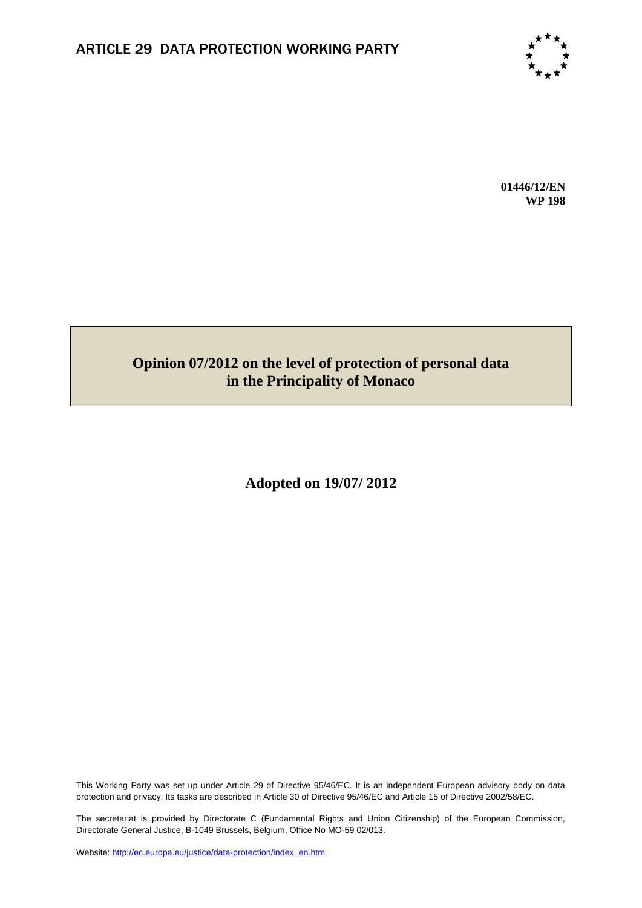# ARTICLE 29 DATA PROTECTION WORKING PARTY

**01446/12/EN**
**WP 198**

## Opinion 07/2012 on the level of protection of personal data in the Principality of Monaco

**Adopted on 19/07/ 2012**

This Working Party was set up under Article 29 of Directive 95/46/EC. It is an independent European advisory body on data protection and privacy. Its tasks are described in Article 30 of Directive 95/46/EC and Article 15 of Directive 2002/58/EC.

The secretariat is provided by Directorate C (Fundamental Rights and Union Citizenship) of the European Commission, Directorate General Justice, B-1049 Brussels, Belgium, Office No MO-59 02/013.

Website: http://ec.europa.eu/justice/data-protection/index_en.htm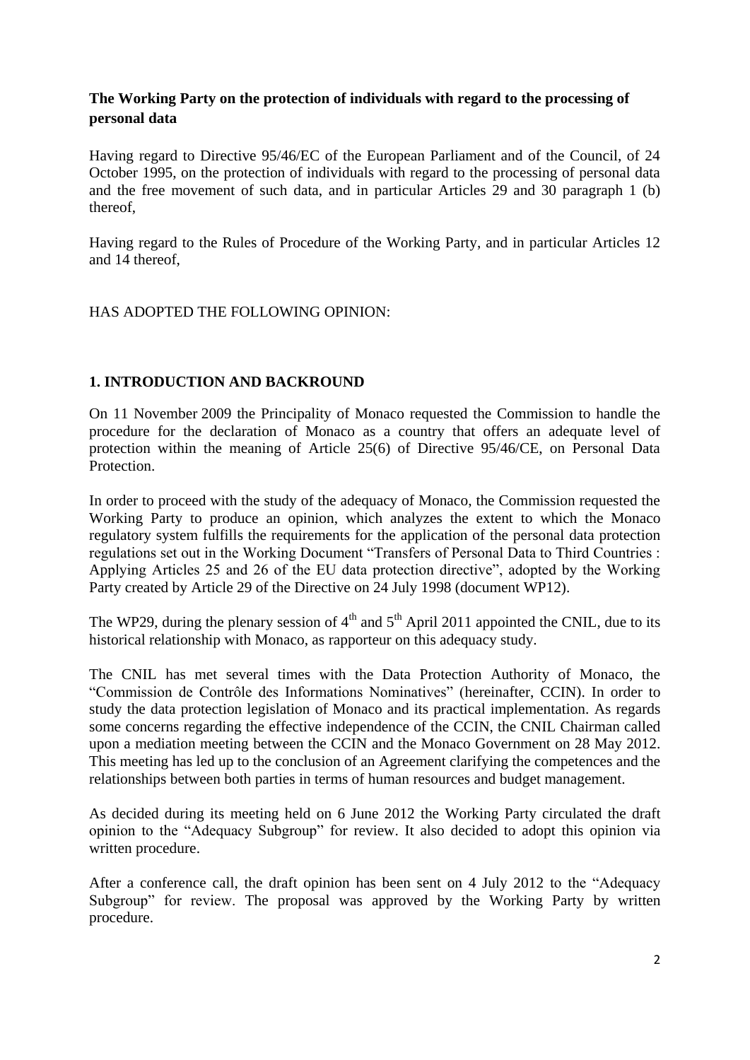**The Working Party on the protection of individuals with regard to the processing of personal data**

Having regard to Directive 95/46/EC of the European Parliament and of the Council, of 24 October 1995, on the protection of individuals with regard to the processing of personal data and the free movement of such data, and in particular Articles 29 and 30 paragraph 1 (b) thereof,

Having regard to the Rules of Procedure of the Working Party, and in particular Articles 12 and 14 thereof,

HAS ADOPTED THE FOLLOWING OPINION:

## 1. INTRODUCTION AND BACKROUND

On 11 November 2009 the Principality of Monaco requested the Commission to handle the procedure for the declaration of Monaco as a country that offers an adequate level of protection within the meaning of Article 25(6) of Directive 95/46/CE, on Personal Data Protection.

In order to proceed with the study of the adequacy of Monaco, the Commission requested the Working Party to produce an opinion, which analyzes the extent to which the Monaco regulatory system fulfills the requirements for the application of the personal data protection regulations set out in the Working Document "Transfers of Personal Data to Third Countries : Applying Articles 25 and 26 of the EU data protection directive", adopted by the Working Party created by Article 29 of the Directive on 24 July 1998 (document WP12).

The WP29, during the plenary session of 4th and 5th April 2011 appointed the CNIL, due to its historical relationship with Monaco, as rapporteur on this adequacy study.

The CNIL has met several times with the Data Protection Authority of Monaco, the "Commission de Contrôle des Informations Nominatives" (hereinafter, CCIN). In order to study the data protection legislation of Monaco and its practical implementation. As regards some concerns regarding the effective independence of the CCIN, the CNIL Chairman called upon a mediation meeting between the CCIN and the Monaco Government on 28 May 2012. This meeting has led up to the conclusion of an Agreement clarifying the competences and the relationships between both parties in terms of human resources and budget management.

As decided during its meeting held on 6 June 2012 the Working Party circulated the draft opinion to the "Adequacy Subgroup" for review. It also decided to adopt this opinion via written procedure.

After a conference call, the draft opinion has been sent on 4 July 2012 to the "Adequacy Subgroup" for review. The proposal was approved by the Working Party by written procedure.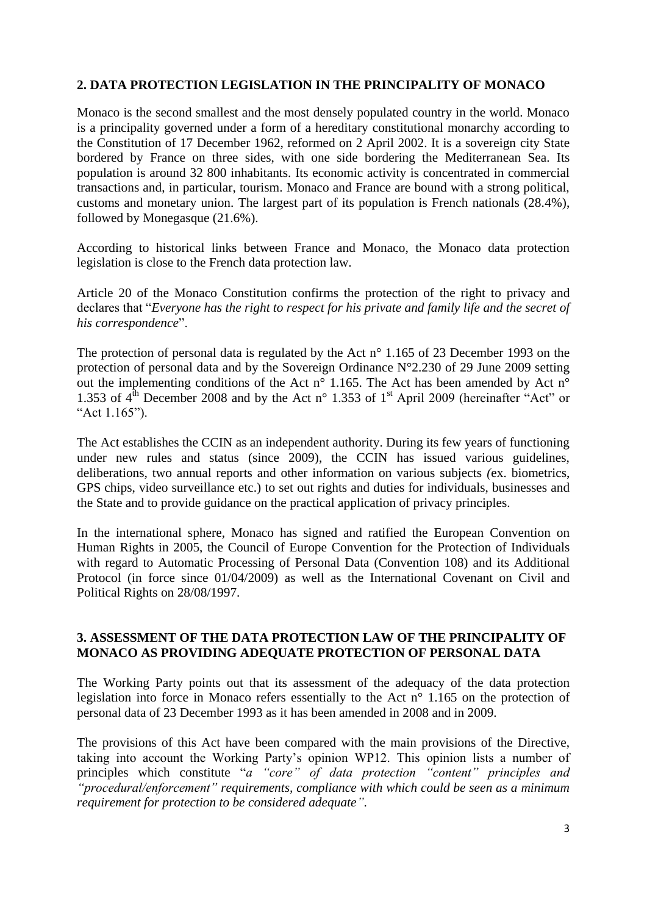## 2. DATA PROTECTION LEGISLATION IN THE PRINCIPALITY OF MONACO

Monaco is the second smallest and the most densely populated country in the world. Monaco is a principality governed under a form of a hereditary constitutional monarchy according to the Constitution of 17 December 1962, reformed on 2 April 2002. It is a sovereign city State bordered by France on three sides, with one side bordering the Mediterranean Sea. Its population is around 32 800 inhabitants. Its economic activity is concentrated in commercial transactions and, in particular, tourism. Monaco and France are bound with a strong political, customs and monetary union. The largest part of its population is French nationals (28.4%), followed by Monegasque (21.6%).

According to historical links between France and Monaco, the Monaco data protection legislation is close to the French data protection law.

Article 20 of the Monaco Constitution confirms the protection of the right to privacy and declares that "*Everyone has the right to respect for his private and family life and the secret of his correspondence*".

The protection of personal data is regulated by the Act n° 1.165 of 23 December 1993 on the protection of personal data and by the Sovereign Ordinance N°2.230 of 29 June 2009 setting out the implementing conditions of the Act n° 1.165. The Act has been amended by Act n° 1.353 of 4th December 2008 and by the Act n° 1.353 of 1st April 2009 (hereinafter "Act" or "Act 1.165").

The Act establishes the CCIN as an independent authority. During its few years of functioning under new rules and status (since 2009), the CCIN has issued various guidelines, deliberations, two annual reports and other information on various subjects (ex. biometrics, GPS chips, video surveillance etc.) to set out rights and duties for individuals, businesses and the State and to provide guidance on the practical application of privacy principles.

In the international sphere, Monaco has signed and ratified the European Convention on Human Rights in 2005, the Council of Europe Convention for the Protection of Individuals with regard to Automatic Processing of Personal Data (Convention 108) and its Additional Protocol (in force since 01/04/2009) as well as the International Covenant on Civil and Political Rights on 28/08/1997.

## 3. ASSESSMENT OF THE DATA PROTECTION LAW OF THE PRINCIPALITY OF MONACO AS PROVIDING ADEQUATE PROTECTION OF PERSONAL DATA

The Working Party points out that its assessment of the adequacy of the data protection legislation into force in Monaco refers essentially to the Act n° 1.165 on the protection of personal data of 23 December 1993 as it has been amended in 2008 and in 2009.

The provisions of this Act have been compared with the main provisions of the Directive, taking into account the Working Party's opinion WP12. This opinion lists a number of principles which constitute "*a "core" of data protection "content" principles and "procedural/enforcement" requirements, compliance with which could be seen as a minimum requirement for protection to be considered adequate"*.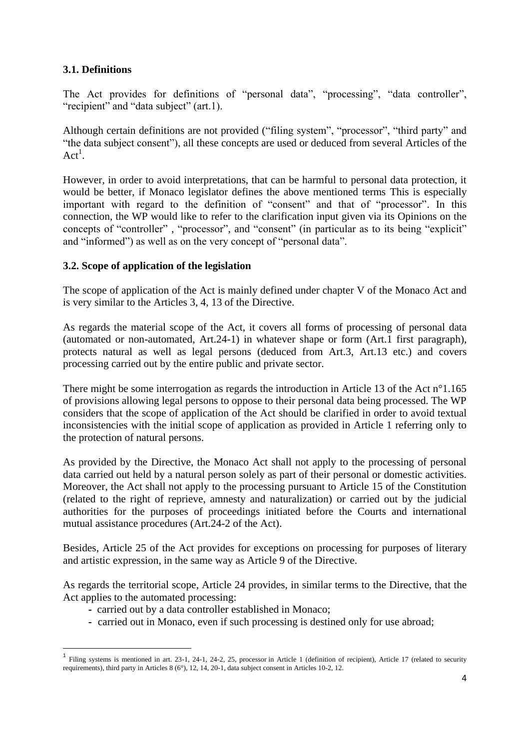### 3.1. Definitions

The Act provides for definitions of "personal data", "processing", "data controller", "recipient" and "data subject" (art.1).

Although certain definitions are not provided ("filing system", "processor", "third party" and "the data subject consent"), all these concepts are used or deduced from several Articles of the Act[1].

However, in order to avoid interpretations, that can be harmful to personal data protection, it would be better, if Monaco legislator defines the above mentioned terms This is especially important with regard to the definition of "consent" and that of "processor". In this connection, the WP would like to refer to the clarification input given via its Opinions on the concepts of "controller" , "processor", and "consent" (in particular as to its being "explicit" and "informed") as well as on the very concept of "personal data".

### 3.2. Scope of application of the legislation

The scope of application of the Act is mainly defined under chapter V of the Monaco Act and is very similar to the Articles 3, 4, 13 of the Directive.

As regards the material scope of the Act, it covers all forms of processing of personal data (automated or non-automated, Art.24-1) in whatever shape or form (Art.1 first paragraph), protects natural as well as legal persons (deduced from Art.3, Art.13 etc.) and covers processing carried out by the entire public and private sector.

There might be some interrogation as regards the introduction in Article 13 of the Act n°1.165 of provisions allowing legal persons to oppose to their personal data being processed. The WP considers that the scope of application of the Act should be clarified in order to avoid textual inconsistencies with the initial scope of application as provided in Article 1 referring only to the protection of natural persons.

As provided by the Directive, the Monaco Act shall not apply to the processing of personal data carried out held by a natural person solely as part of their personal or domestic activities. Moreover, the Act shall not apply to the processing pursuant to Article 15 of the Constitution (related to the right of reprieve, amnesty and naturalization) or carried out by the judicial authorities for the purposes of proceedings initiated before the Courts and international mutual assistance procedures (Art.24-2 of the Act).

Besides, Article 25 of the Act provides for exceptions on processing for purposes of literary and artistic expression, in the same way as Article 9 of the Directive.

As regards the territorial scope, Article 24 provides, in similar terms to the Directive, that the Act applies to the automated processing:

- carried out by a data controller established in Monaco;
- carried out in Monaco, even if such processing is destined only for use abroad;

[1] Filing systems is mentioned in art. 23-1, 24-1, 24-2, 25, processor in Article 1 (definition of recipient), Article 17 (related to security requirements), third party in Articles 8 (6°), 12, 14, 20-1, data subject consent in Articles 10-2, 12.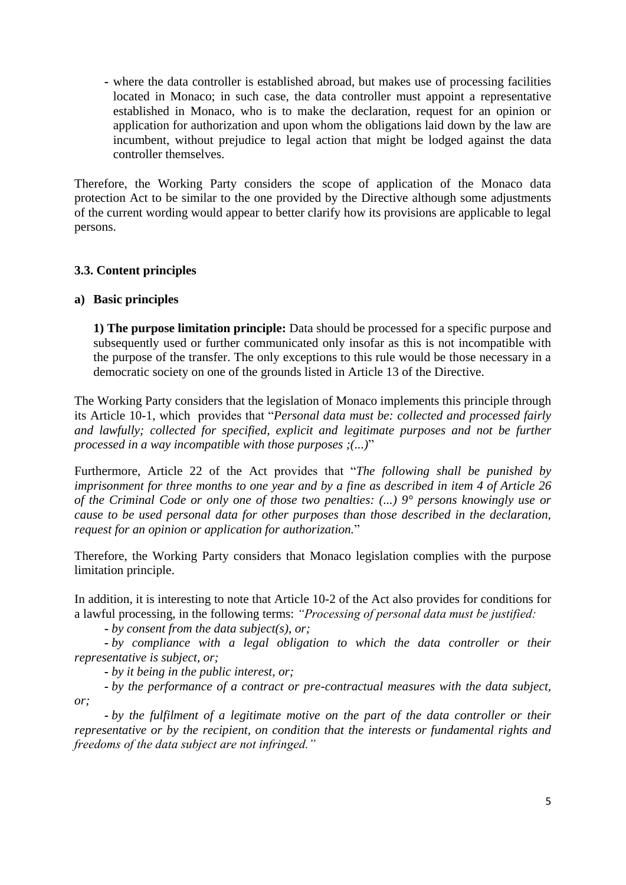- where the data controller is established abroad, but makes use of processing facilities located in Monaco; in such case, the data controller must appoint a representative established in Monaco, who is to make the declaration, request for an opinion or application for authorization and upon whom the obligations laid down by the law are incumbent, without prejudice to legal action that might be lodged against the data controller themselves.

Therefore, the Working Party considers the scope of application of the Monaco data protection Act to be similar to the one provided by the Directive although some adjustments of the current wording would appear to better clarify how its provisions are applicable to legal persons.

### 3.3. Content principles

#### a) Basic principles

**1) The purpose limitation principle:** Data should be processed for a specific purpose and subsequently used or further communicated only insofar as this is not incompatible with the purpose of the transfer. The only exceptions to this rule would be those necessary in a democratic society on one of the grounds listed in Article 13 of the Directive.

The Working Party considers that the legislation of Monaco implements this principle through its Article 10-1, which provides that "*Personal data must be: collected and processed fairly and lawfully; collected for specified, explicit and legitimate purposes and not be further processed in a way incompatible with those purposes ;(...)*"

Furthermore, Article 22 of the Act provides that "*The following shall be punished by imprisonment for three months to one year and by a fine as described in item 4 of Article 26 of the Criminal Code or only one of those two penalties: (...) 9° persons knowingly use or cause to be used personal data for other purposes than those described in the declaration, request for an opinion or application for authorization.*"

Therefore, the Working Party considers that Monaco legislation complies with the purpose limitation principle.

In addition, it is interesting to note that Article 10-2 of the Act also provides for conditions for a lawful processing, in the following terms: *"Processing of personal data must be justified:*

*- by consent from the data subject(s), or;*

*- by compliance with a legal obligation to which the data controller or their representative is subject, or;*

*- by it being in the public interest, or;*

*- by the performance of a contract or pre-contractual measures with the data subject, or;*

*- by the fulfilment of a legitimate motive on the part of the data controller or their representative or by the recipient, on condition that the interests or fundamental rights and freedoms of the data subject are not infringed."*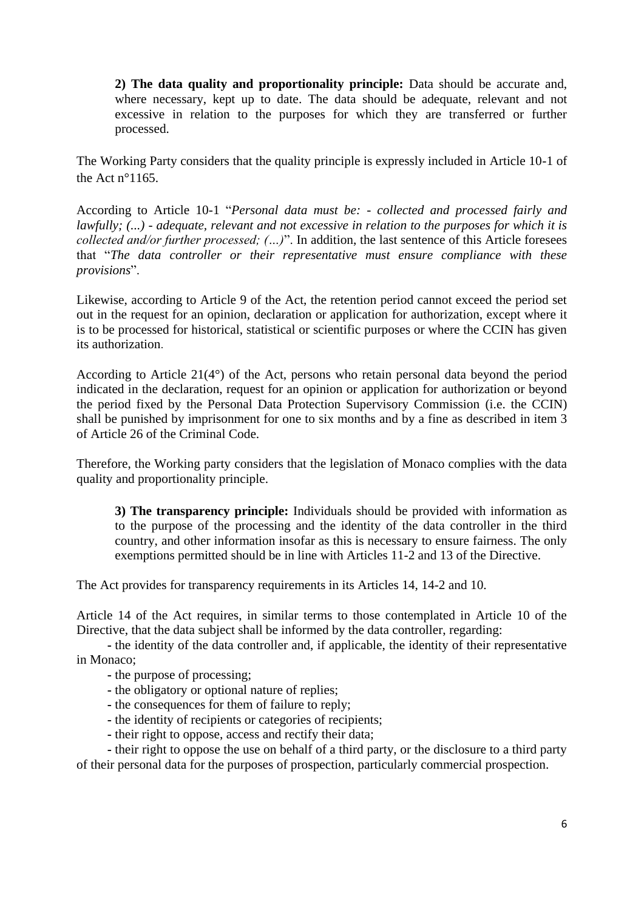**2) The data quality and proportionality principle:** Data should be accurate and, where necessary, kept up to date. The data should be adequate, relevant and not excessive in relation to the purposes for which they are transferred or further processed.

The Working Party considers that the quality principle is expressly included in Article 10-1 of the Act n°1165.

According to Article 10-1 "*Personal data must be: - collected and processed fairly and lawfully; (...) - adequate, relevant and not excessive in relation to the purposes for which it is collected and/or further processed; (…)*". In addition, the last sentence of this Article foresees that "*The data controller or their representative must ensure compliance with these provisions*".

Likewise, according to Article 9 of the Act, the retention period cannot exceed the period set out in the request for an opinion, declaration or application for authorization, except where it is to be processed for historical, statistical or scientific purposes or where the CCIN has given its authorization.

According to Article 21(4°) of the Act, persons who retain personal data beyond the period indicated in the declaration, request for an opinion or application for authorization or beyond the period fixed by the Personal Data Protection Supervisory Commission (i.e. the CCIN) shall be punished by imprisonment for one to six months and by a fine as described in item 3 of Article 26 of the Criminal Code.

Therefore, the Working party considers that the legislation of Monaco complies with the data quality and proportionality principle.

**3) The transparency principle:** Individuals should be provided with information as to the purpose of the processing and the identity of the data controller in the third country, and other information insofar as this is necessary to ensure fairness. The only exemptions permitted should be in line with Articles 11-2 and 13 of the Directive.

The Act provides for transparency requirements in its Articles 14, 14-2 and 10.

Article 14 of the Act requires, in similar terms to those contemplated in Article 10 of the Directive, that the data subject shall be informed by the data controller, regarding:

- the identity of the data controller and, if applicable, the identity of their representative in Monaco;
- the purpose of processing;
- the obligatory or optional nature of replies;
- the consequences for them of failure to reply;
- the identity of recipients or categories of recipients;
- their right to oppose, access and rectify their data;
- their right to oppose the use on behalf of a third party, or the disclosure to a third party of their personal data for the purposes of prospection, particularly commercial prospection.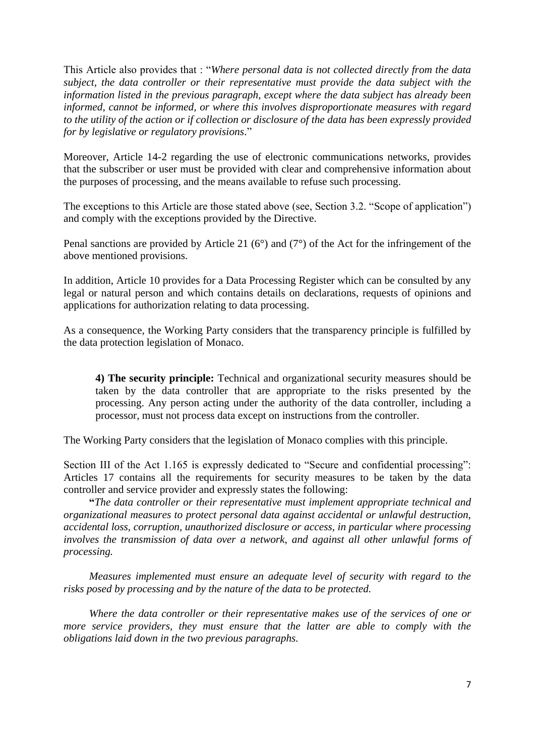This Article also provides that : "*Where personal data is not collected directly from the data subject, the data controller or their representative must provide the data subject with the information listed in the previous paragraph, except where the data subject has already been informed, cannot be informed, or where this involves disproportionate measures with regard to the utility of the action or if collection or disclosure of the data has been expressly provided for by legislative or regulatory provisions*."

Moreover, Article 14-2 regarding the use of electronic communications networks, provides that the subscriber or user must be provided with clear and comprehensive information about the purposes of processing, and the means available to refuse such processing.

The exceptions to this Article are those stated above (see, Section 3.2. "Scope of application") and comply with the exceptions provided by the Directive.

Penal sanctions are provided by Article 21 (6°) and (7°) of the Act for the infringement of the above mentioned provisions.

In addition, Article 10 provides for a Data Processing Register which can be consulted by any legal or natural person and which contains details on declarations, requests of opinions and applications for authorization relating to data processing.

As a consequence, the Working Party considers that the transparency principle is fulfilled by the data protection legislation of Monaco.

> **4) The security principle:** Technical and organizational security measures should be taken by the data controller that are appropriate to the risks presented by the processing. Any person acting under the authority of the data controller, including a processor, must not process data except on instructions from the controller.

The Working Party considers that the legislation of Monaco complies with this principle.

Section III of the Act 1.165 is expressly dedicated to "Secure and confidential processing": Articles 17 contains all the requirements for security measures to be taken by the data controller and service provider and expressly states the following:

"*The data controller or their representative must implement appropriate technical and organizational measures to protect personal data against accidental or unlawful destruction, accidental loss, corruption, unauthorized disclosure or access, in particular where processing involves the transmission of data over a network, and against all other unlawful forms of processing.*

*Measures implemented must ensure an adequate level of security with regard to the risks posed by processing and by the nature of the data to be protected.*

*Where the data controller or their representative makes use of the services of one or more service providers, they must ensure that the latter are able to comply with the obligations laid down in the two previous paragraphs.*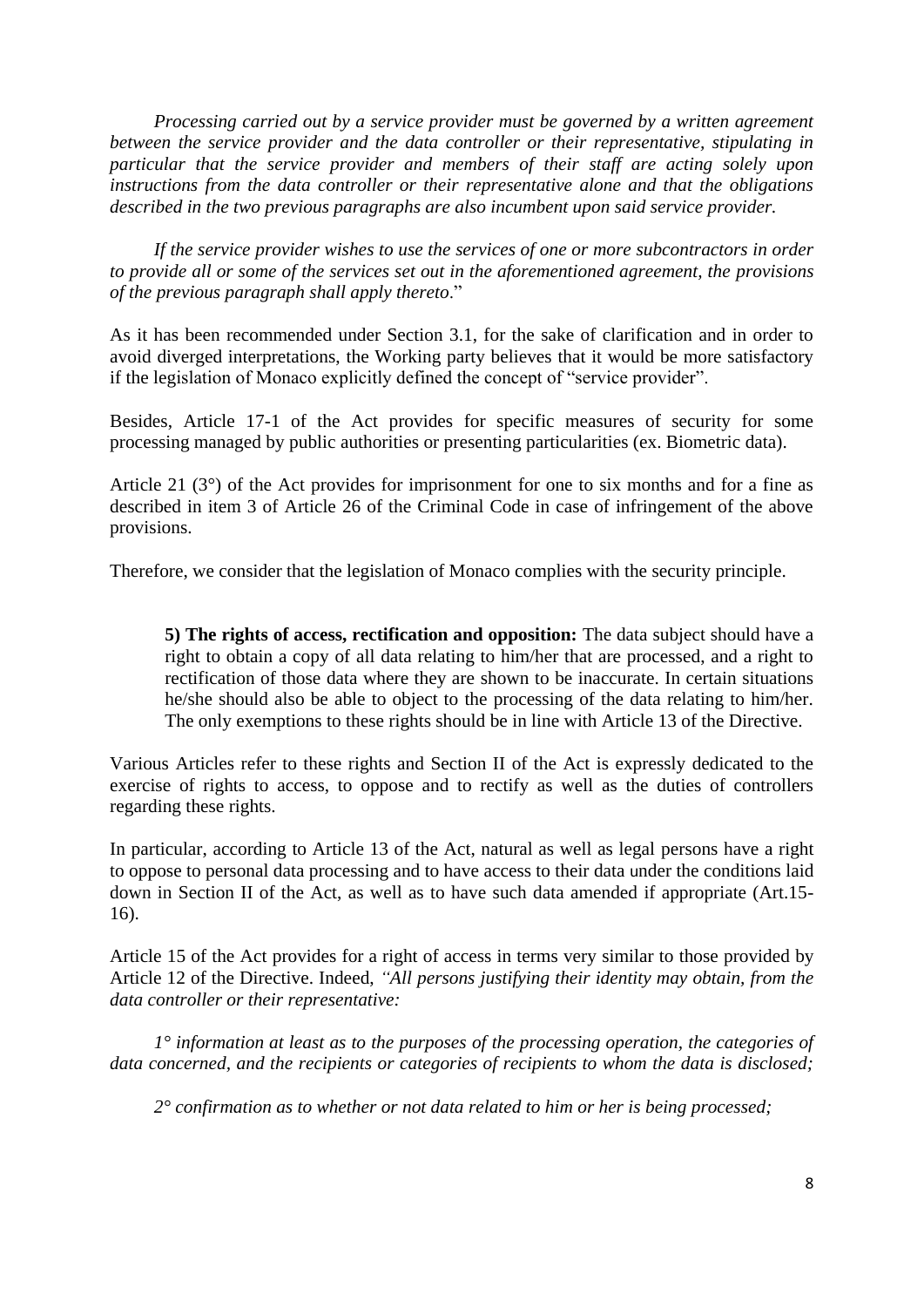*Processing carried out by a service provider must be governed by a written agreement between the service provider and the data controller or their representative, stipulating in particular that the service provider and members of their staff are acting solely upon instructions from the data controller or their representative alone and that the obligations described in the two previous paragraphs are also incumbent upon said service provider.*

*If the service provider wishes to use the services of one or more subcontractors in order to provide all or some of the services set out in the aforementioned agreement, the provisions of the previous paragraph shall apply thereto*."

As it has been recommended under Section 3.1, for the sake of clarification and in order to avoid diverged interpretations, the Working party believes that it would be more satisfactory if the legislation of Monaco explicitly defined the concept of "service provider".

Besides, Article 17-1 of the Act provides for specific measures of security for some processing managed by public authorities or presenting particularities (ex. Biometric data).

Article 21 (3°) of the Act provides for imprisonment for one to six months and for a fine as described in item 3 of Article 26 of the Criminal Code in case of infringement of the above provisions.

Therefore, we consider that the legislation of Monaco complies with the security principle.

> **5) The rights of access, rectification and opposition:** The data subject should have a right to obtain a copy of all data relating to him/her that are processed, and a right to rectification of those data where they are shown to be inaccurate. In certain situations he/she should also be able to object to the processing of the data relating to him/her. The only exemptions to these rights should be in line with Article 13 of the Directive.

Various Articles refer to these rights and Section II of the Act is expressly dedicated to the exercise of rights to access, to oppose and to rectify as well as the duties of controllers regarding these rights.

In particular, according to Article 13 of the Act, natural as well as legal persons have a right to oppose to personal data processing and to have access to their data under the conditions laid down in Section II of the Act, as well as to have such data amended if appropriate (Art.15-16).

Article 15 of the Act provides for a right of access in terms very similar to those provided by Article 12 of the Directive. Indeed, *"All persons justifying their identity may obtain, from the data controller or their representative:*

*1° information at least as to the purposes of the processing operation, the categories of data concerned, and the recipients or categories of recipients to whom the data is disclosed;*

*2° confirmation as to whether or not data related to him or her is being processed;*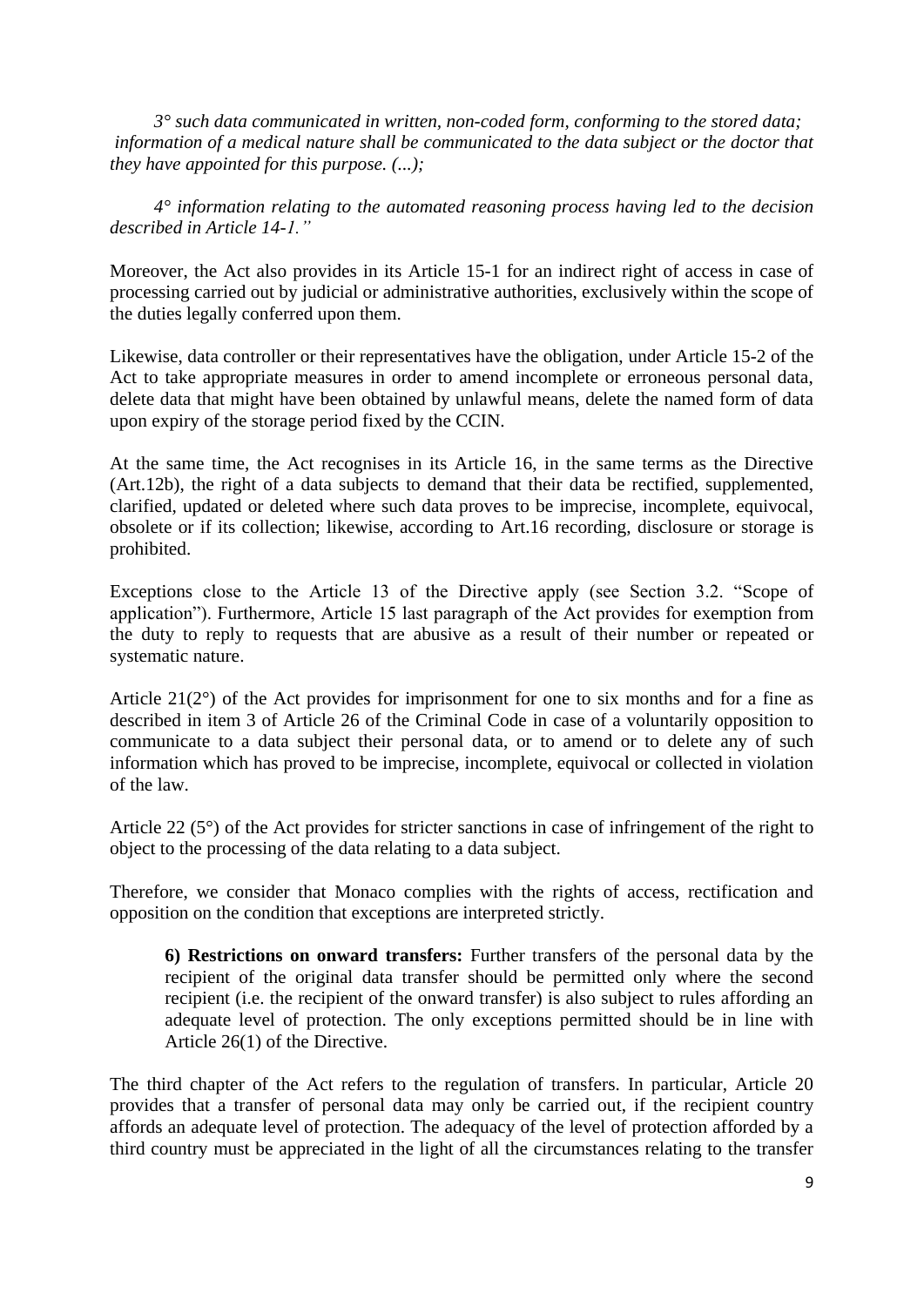*3° such data communicated in written, non-coded form, conforming to the stored data; information of a medical nature shall be communicated to the data subject or the doctor that they have appointed for this purpose. (...);*

*4° information relating to the automated reasoning process having led to the decision described in Article 14-1."*

Moreover, the Act also provides in its Article 15-1 for an indirect right of access in case of processing carried out by judicial or administrative authorities, exclusively within the scope of the duties legally conferred upon them.

Likewise, data controller or their representatives have the obligation, under Article 15-2 of the Act to take appropriate measures in order to amend incomplete or erroneous personal data, delete data that might have been obtained by unlawful means, delete the named form of data upon expiry of the storage period fixed by the CCIN.

At the same time, the Act recognises in its Article 16, in the same terms as the Directive (Art.12b), the right of a data subjects to demand that their data be rectified, supplemented, clarified, updated or deleted where such data proves to be imprecise, incomplete, equivocal, obsolete or if its collection; likewise, according to Art.16 recording, disclosure or storage is prohibited.

Exceptions close to the Article 13 of the Directive apply (see Section 3.2. "Scope of application"). Furthermore, Article 15 last paragraph of the Act provides for exemption from the duty to reply to requests that are abusive as a result of their number or repeated or systematic nature.

Article 21(2°) of the Act provides for imprisonment for one to six months and for a fine as described in item 3 of Article 26 of the Criminal Code in case of a voluntarily opposition to communicate to a data subject their personal data, or to amend or to delete any of such information which has proved to be imprecise, incomplete, equivocal or collected in violation of the law.

Article 22 (5°) of the Act provides for stricter sanctions in case of infringement of the right to object to the processing of the data relating to a data subject.

Therefore, we consider that Monaco complies with the rights of access, rectification and opposition on the condition that exceptions are interpreted strictly.

> **6) Restrictions on onward transfers:** Further transfers of the personal data by the recipient of the original data transfer should be permitted only where the second recipient (i.e. the recipient of the onward transfer) is also subject to rules affording an adequate level of protection. The only exceptions permitted should be in line with Article 26(1) of the Directive.

The third chapter of the Act refers to the regulation of transfers. In particular, Article 20 provides that a transfer of personal data may only be carried out, if the recipient country affords an adequate level of protection. The adequacy of the level of protection afforded by a third country must be appreciated in the light of all the circumstances relating to the transfer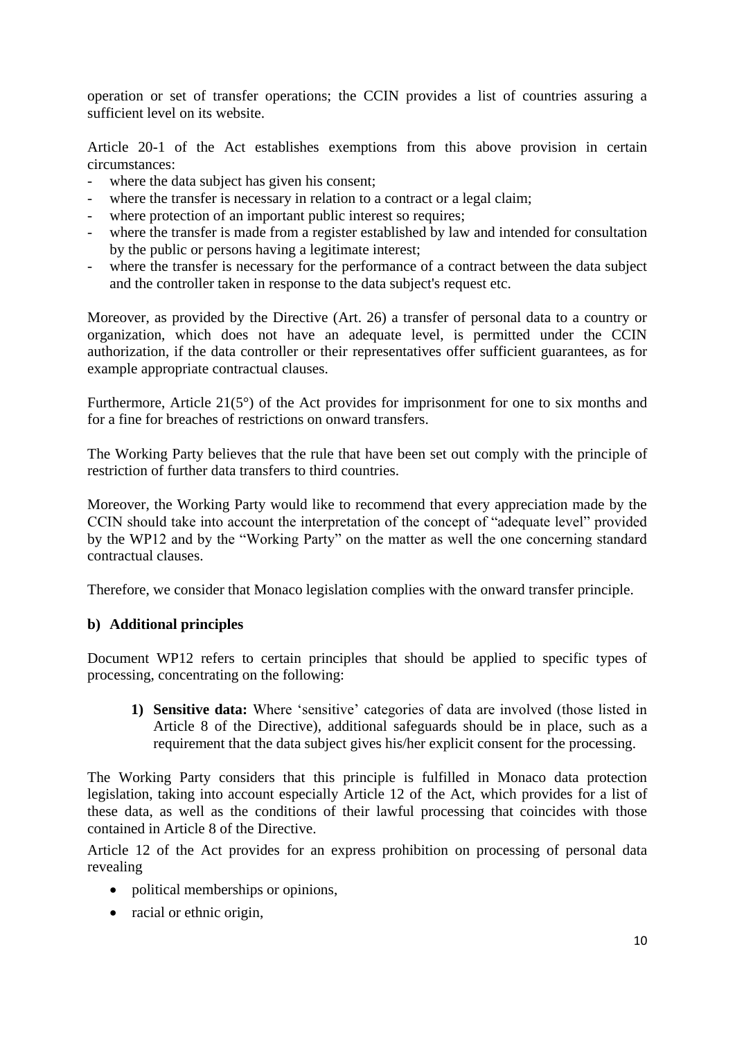operation or set of transfer operations; the CCIN provides a list of countries assuring a sufficient level on its website.

Article 20-1 of the Act establishes exemptions from this above provision in certain circumstances:

- where the data subject has given his consent;
- where the transfer is necessary in relation to a contract or a legal claim;
- where protection of an important public interest so requires;
- where the transfer is made from a register established by law and intended for consultation by the public or persons having a legitimate interest;
- where the transfer is necessary for the performance of a contract between the data subject and the controller taken in response to the data subject's request etc.

Moreover, as provided by the Directive (Art. 26) a transfer of personal data to a country or organization, which does not have an adequate level, is permitted under the CCIN authorization, if the data controller or their representatives offer sufficient guarantees, as for example appropriate contractual clauses.

Furthermore, Article 21(5°) of the Act provides for imprisonment for one to six months and for a fine for breaches of restrictions on onward transfers.

The Working Party believes that the rule that have been set out comply with the principle of restriction of further data transfers to third countries.

Moreover, the Working Party would like to recommend that every appreciation made by the CCIN should take into account the interpretation of the concept of "adequate level" provided by the WP12 and by the "Working Party" on the matter as well the one concerning standard contractual clauses.

Therefore, we consider that Monaco legislation complies with the onward transfer principle.

**b) Additional principles**

Document WP12 refers to certain principles that should be applied to specific types of processing, concentrating on the following:

1) **Sensitive data:** Where 'sensitive' categories of data are involved (those listed in Article 8 of the Directive), additional safeguards should be in place, such as a requirement that the data subject gives his/her explicit consent for the processing.

The Working Party considers that this principle is fulfilled in Monaco data protection legislation, taking into account especially Article 12 of the Act, which provides for a list of these data, as well as the conditions of their lawful processing that coincides with those contained in Article 8 of the Directive.

Article 12 of the Act provides for an express prohibition on processing of personal data revealing

- political memberships or opinions,
- racial or ethnic origin,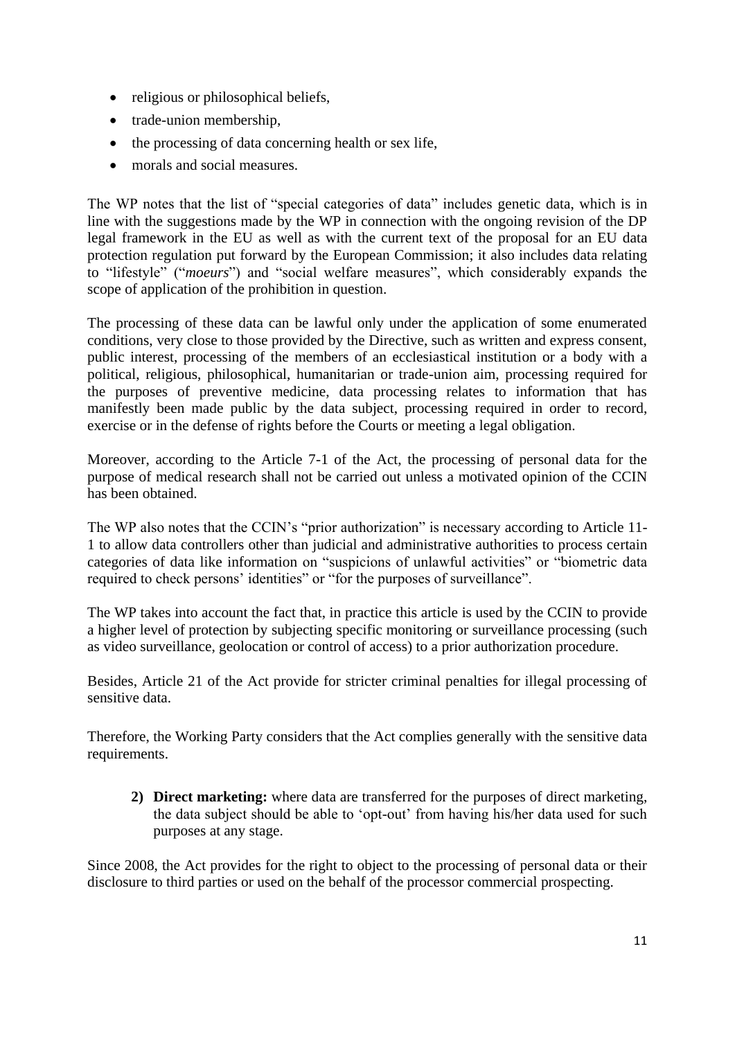- religious or philosophical beliefs,
- trade-union membership,
- the processing of data concerning health or sex life,
- morals and social measures.

The WP notes that the list of "special categories of data" includes genetic data, which is in line with the suggestions made by the WP in connection with the ongoing revision of the DP legal framework in the EU as well as with the current text of the proposal for an EU data protection regulation put forward by the European Commission; it also includes data relating to "lifestyle" ("*moeurs*") and "social welfare measures", which considerably expands the scope of application of the prohibition in question.

The processing of these data can be lawful only under the application of some enumerated conditions, very close to those provided by the Directive, such as written and express consent, public interest, processing of the members of an ecclesiastical institution or a body with a political, religious, philosophical, humanitarian or trade-union aim, processing required for the purposes of preventive medicine, data processing relates to information that has manifestly been made public by the data subject, processing required in order to record, exercise or in the defense of rights before the Courts or meeting a legal obligation.

Moreover, according to the Article 7-1 of the Act, the processing of personal data for the purpose of medical research shall not be carried out unless a motivated opinion of the CCIN has been obtained.

The WP also notes that the CCIN's "prior authorization" is necessary according to Article 11-1 to allow data controllers other than judicial and administrative authorities to process certain categories of data like information on "suspicions of unlawful activities" or "biometric data required to check persons' identities" or "for the purposes of surveillance".

The WP takes into account the fact that, in practice this article is used by the CCIN to provide a higher level of protection by subjecting specific monitoring or surveillance processing (such as video surveillance, geolocation or control of access) to a prior authorization procedure.

Besides, Article 21 of the Act provide for stricter criminal penalties for illegal processing of sensitive data.

Therefore, the Working Party considers that the Act complies generally with the sensitive data requirements.

2) **Direct marketing:** where data are transferred for the purposes of direct marketing, the data subject should be able to 'opt-out' from having his/her data used for such purposes at any stage.

Since 2008, the Act provides for the right to object to the processing of personal data or their disclosure to third parties or used on the behalf of the processor commercial prospecting.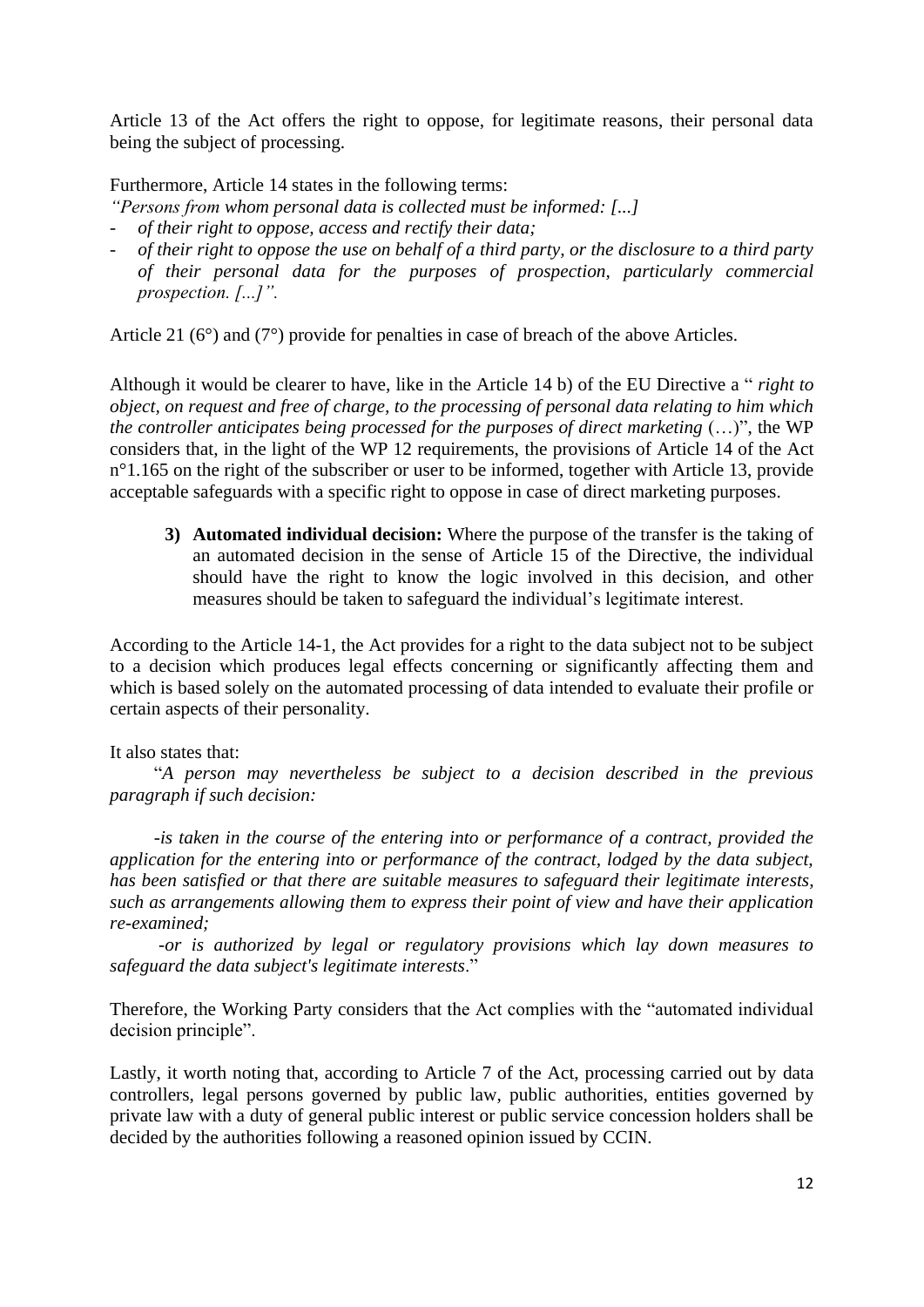Article 13 of the Act offers the right to oppose, for legitimate reasons, their personal data being the subject of processing.

Furthermore, Article 14 states in the following terms:

*"Persons from whom personal data is collected must be informed: [...]*

- *of their right to oppose, access and rectify their data;*
- *of their right to oppose the use on behalf of a third party, or the disclosure to a third party of their personal data for the purposes of prospection, particularly commercial prospection. [...]".*

Article 21 (6°) and (7°) provide for penalties in case of breach of the above Articles.

Although it would be clearer to have, like in the Article 14 b) of the EU Directive a " *right to object, on request and free of charge, to the processing of personal data relating to him which the controller anticipates being processed for the purposes of direct marketing* (…)", the WP considers that, in the light of the WP 12 requirements, the provisions of Article 14 of the Act n°1.165 on the right of the subscriber or user to be informed, together with Article 13, provide acceptable safeguards with a specific right to oppose in case of direct marketing purposes.

> **3) Automated individual decision:** Where the purpose of the transfer is the taking of an automated decision in the sense of Article 15 of the Directive, the individual should have the right to know the logic involved in this decision, and other measures should be taken to safeguard the individual's legitimate interest.

According to the Article 14-1, the Act provides for a right to the data subject not to be subject to a decision which produces legal effects concerning or significantly affecting them and which is based solely on the automated processing of data intended to evaluate their profile or certain aspects of their personality.

It also states that:

"*A person may nevertheless be subject to a decision described in the previous paragraph if such decision:*

*-is taken in the course of the entering into or performance of a contract, provided the application for the entering into or performance of the contract, lodged by the data subject, has been satisfied or that there are suitable measures to safeguard their legitimate interests, such as arrangements allowing them to express their point of view and have their application re-examined;*

*-or is authorized by legal or regulatory provisions which lay down measures to safeguard the data subject's legitimate interests*."

Therefore, the Working Party considers that the Act complies with the "automated individual decision principle".

Lastly, it worth noting that, according to Article 7 of the Act, processing carried out by data controllers, legal persons governed by public law, public authorities, entities governed by private law with a duty of general public interest or public service concession holders shall be decided by the authorities following a reasoned opinion issued by CCIN.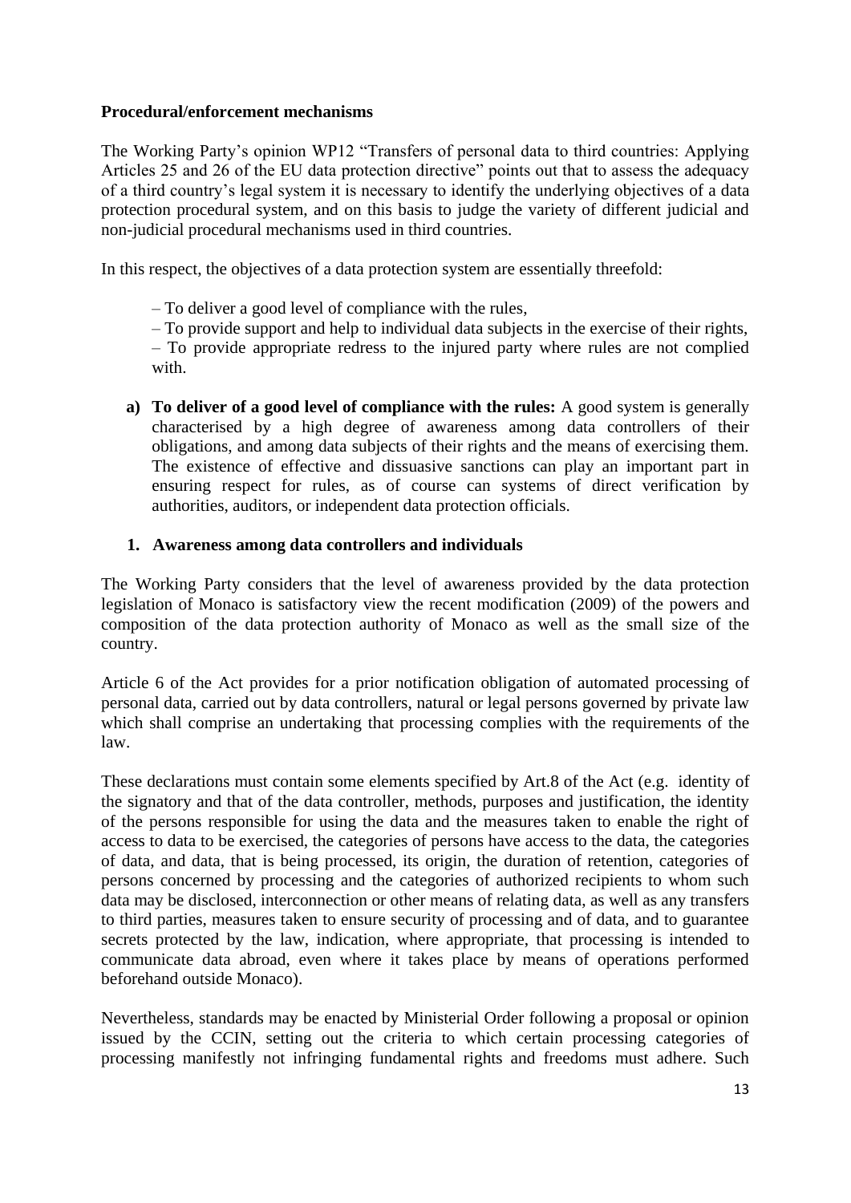**Procedural/enforcement mechanisms**

The Working Party's opinion WP12 "Transfers of personal data to third countries: Applying Articles 25 and 26 of the EU data protection directive" points out that to assess the adequacy of a third country's legal system it is necessary to identify the underlying objectives of a data protection procedural system, and on this basis to judge the variety of different judicial and non-judicial procedural mechanisms used in third countries.

In this respect, the objectives of a data protection system are essentially threefold:

– To deliver a good level of compliance with the rules,
– To provide support and help to individual data subjects in the exercise of their rights,
– To provide appropriate redress to the injured party where rules are not complied with.

**a) To deliver of a good level of compliance with the rules:** A good system is generally characterised by a high degree of awareness among data controllers of their obligations, and among data subjects of their rights and the means of exercising them. The existence of effective and dissuasive sanctions can play an important part in ensuring respect for rules, as of course can systems of direct verification by authorities, auditors, or independent data protection officials.

**1. Awareness among data controllers and individuals**

The Working Party considers that the level of awareness provided by the data protection legislation of Monaco is satisfactory view the recent modification (2009) of the powers and composition of the data protection authority of Monaco as well as the small size of the country.

Article 6 of the Act provides for a prior notification obligation of automated processing of personal data, carried out by data controllers, natural or legal persons governed by private law which shall comprise an undertaking that processing complies with the requirements of the law.

These declarations must contain some elements specified by Art.8 of the Act (e.g. identity of the signatory and that of the data controller, methods, purposes and justification, the identity of the persons responsible for using the data and the measures taken to enable the right of access to data to be exercised, the categories of persons have access to the data, the categories of data, and data, that is being processed, its origin, the duration of retention, categories of persons concerned by processing and the categories of authorized recipients to whom such data may be disclosed, interconnection or other means of relating data, as well as any transfers to third parties, measures taken to ensure security of processing and of data, and to guarantee secrets protected by the law, indication, where appropriate, that processing is intended to communicate data abroad, even where it takes place by means of operations performed beforehand outside Monaco).

Nevertheless, standards may be enacted by Ministerial Order following a proposal or opinion issued by the CCIN, setting out the criteria to which certain processing categories of processing manifestly not infringing fundamental rights and freedoms must adhere. Such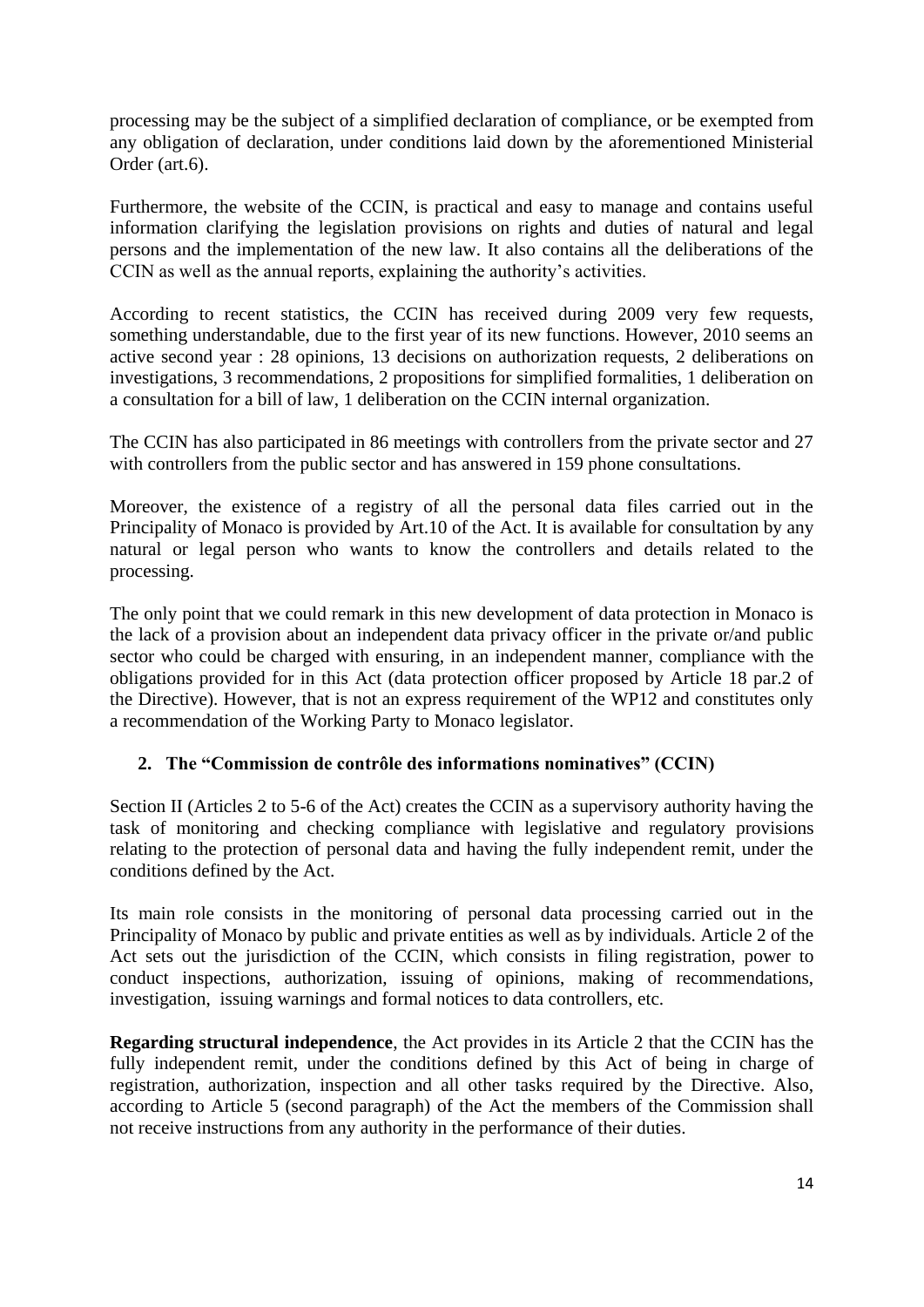processing may be the subject of a simplified declaration of compliance, or be exempted from any obligation of declaration, under conditions laid down by the aforementioned Ministerial Order (art.6).

Furthermore, the website of the CCIN, is practical and easy to manage and contains useful information clarifying the legislation provisions on rights and duties of natural and legal persons and the implementation of the new law. It also contains all the deliberations of the CCIN as well as the annual reports, explaining the authority's activities.

According to recent statistics, the CCIN has received during 2009 very few requests, something understandable, due to the first year of its new functions. However, 2010 seems an active second year : 28 opinions, 13 decisions on authorization requests, 2 deliberations on investigations, 3 recommendations, 2 propositions for simplified formalities, 1 deliberation on a consultation for a bill of law, 1 deliberation on the CCIN internal organization.

The CCIN has also participated in 86 meetings with controllers from the private sector and 27 with controllers from the public sector and has answered in 159 phone consultations.

Moreover, the existence of a registry of all the personal data files carried out in the Principality of Monaco is provided by Art.10 of the Act. It is available for consultation by any natural or legal person who wants to know the controllers and details related to the processing.

The only point that we could remark in this new development of data protection in Monaco is the lack of a provision about an independent data privacy officer in the private or/and public sector who could be charged with ensuring, in an independent manner, compliance with the obligations provided for in this Act (data protection officer proposed by Article 18 par.2 of the Directive). However, that is not an express requirement of the WP12 and constitutes only a recommendation of the Working Party to Monaco legislator.

## 2. The "Commission de contrôle des informations nominatives" (CCIN)

Section II (Articles 2 to 5-6 of the Act) creates the CCIN as a supervisory authority having the task of monitoring and checking compliance with legislative and regulatory provisions relating to the protection of personal data and having the fully independent remit, under the conditions defined by the Act.

Its main role consists in the monitoring of personal data processing carried out in the Principality of Monaco by public and private entities as well as by individuals. Article 2 of the Act sets out the jurisdiction of the CCIN, which consists in filing registration, power to conduct inspections, authorization, issuing of opinions, making of recommendations, investigation, issuing warnings and formal notices to data controllers, etc.

**Regarding structural independence**, the Act provides in its Article 2 that the CCIN has the fully independent remit, under the conditions defined by this Act of being in charge of registration, authorization, inspection and all other tasks required by the Directive. Also, according to Article 5 (second paragraph) of the Act the members of the Commission shall not receive instructions from any authority in the performance of their duties.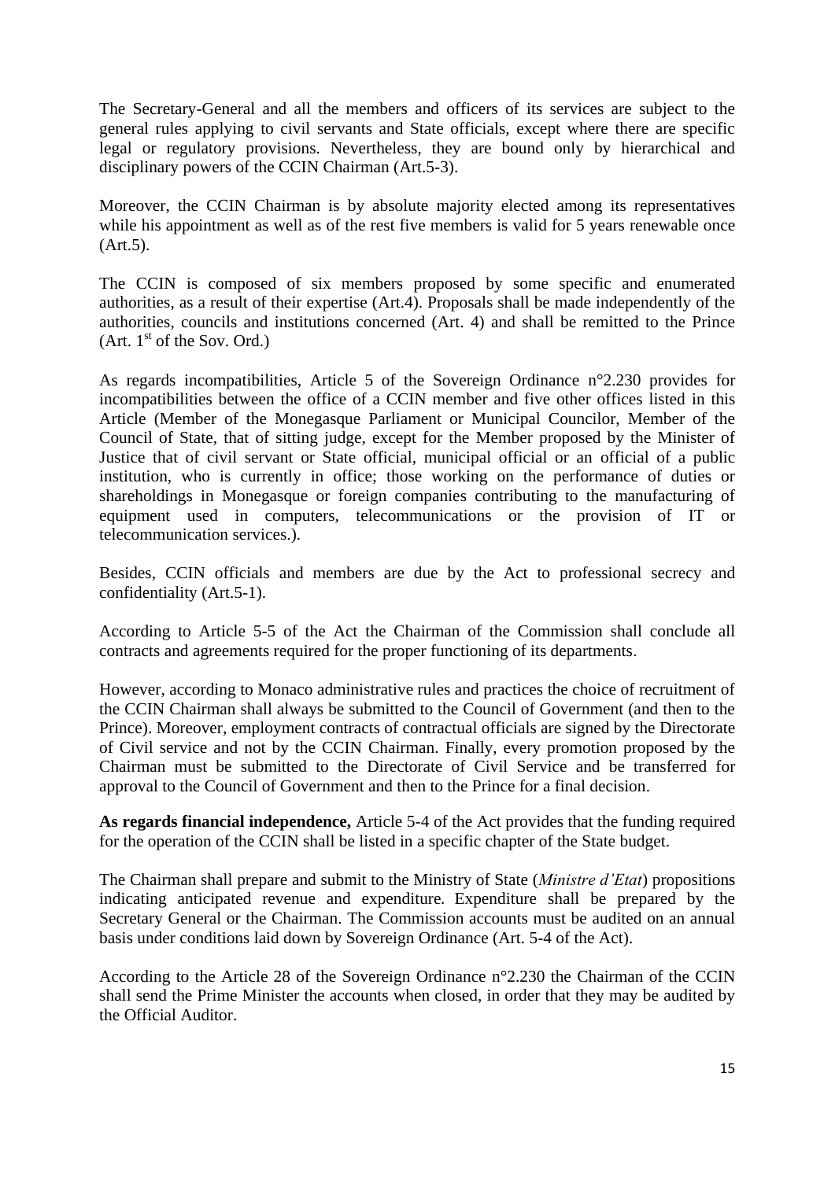The Secretary-General and all the members and officers of its services are subject to the general rules applying to civil servants and State officials, except where there are specific legal or regulatory provisions. Nevertheless, they are bound only by hierarchical and disciplinary powers of the CCIN Chairman (Art.5-3).

Moreover, the CCIN Chairman is by absolute majority elected among its representatives while his appointment as well as of the rest five members is valid for 5 years renewable once (Art.5).

The CCIN is composed of six members proposed by some specific and enumerated authorities, as a result of their expertise (Art.4). Proposals shall be made independently of the authorities, councils and institutions concerned (Art. 4) and shall be remitted to the Prince (Art. 1st of the Sov. Ord.)

As regards incompatibilities, Article 5 of the Sovereign Ordinance n°2.230 provides for incompatibilities between the office of a CCIN member and five other offices listed in this Article (Member of the Monegasque Parliament or Municipal Councilor, Member of the Council of State, that of sitting judge, except for the Member proposed by the Minister of Justice that of civil servant or State official, municipal official or an official of a public institution, who is currently in office; those working on the performance of duties or shareholdings in Monegasque or foreign companies contributing to the manufacturing of equipment used in computers, telecommunications or the provision of IT or telecommunication services.).

Besides, CCIN officials and members are due by the Act to professional secrecy and confidentiality (Art.5-1).

According to Article 5-5 of the Act the Chairman of the Commission shall conclude all contracts and agreements required for the proper functioning of its departments.

However, according to Monaco administrative rules and practices the choice of recruitment of the CCIN Chairman shall always be submitted to the Council of Government (and then to the Prince). Moreover, employment contracts of contractual officials are signed by the Directorate of Civil service and not by the CCIN Chairman. Finally, every promotion proposed by the Chairman must be submitted to the Directorate of Civil Service and be transferred for approval to the Council of Government and then to the Prince for a final decision.

**As regards financial independence,** Article 5-4 of the Act provides that the funding required for the operation of the CCIN shall be listed in a specific chapter of the State budget.

The Chairman shall prepare and submit to the Ministry of State (*Ministre d'Etat*) propositions indicating anticipated revenue and expenditure. Expenditure shall be prepared by the Secretary General or the Chairman. The Commission accounts must be audited on an annual basis under conditions laid down by Sovereign Ordinance (Art. 5-4 of the Act).

According to the Article 28 of the Sovereign Ordinance n°2.230 the Chairman of the CCIN shall send the Prime Minister the accounts when closed, in order that they may be audited by the Official Auditor.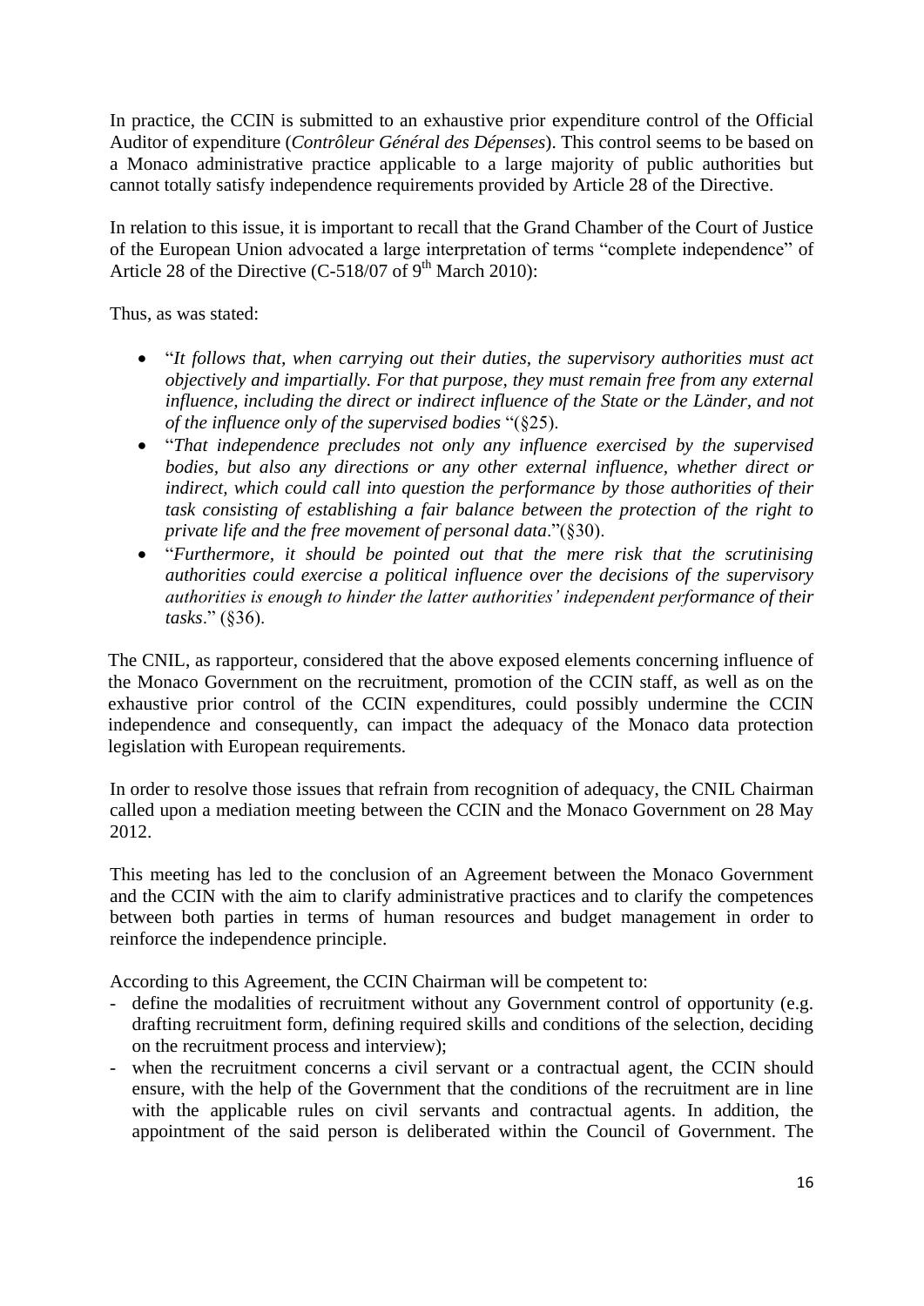In practice, the CCIN is submitted to an exhaustive prior expenditure control of the Official Auditor of expenditure (*Contrôleur Général des Dépenses*). This control seems to be based on a Monaco administrative practice applicable to a large majority of public authorities but cannot totally satisfy independence requirements provided by Article 28 of the Directive.

In relation to this issue, it is important to recall that the Grand Chamber of the Court of Justice of the European Union advocated a large interpretation of terms "complete independence" of Article 28 of the Directive (C-518/07 of 9th March 2010):

Thus, as was stated:

- "*It follows that, when carrying out their duties, the supervisory authorities must act objectively and impartially. For that purpose, they must remain free from any external influence, including the direct or indirect influence of the State or the Länder, and not of the influence only of the supervised bodies* "(§25).
- "*That independence precludes not only any influence exercised by the supervised bodies, but also any directions or any other external influence, whether direct or indirect, which could call into question the performance by those authorities of their task consisting of establishing a fair balance between the protection of the right to private life and the free movement of personal data*."(§30).
- "*Furthermore, it should be pointed out that the mere risk that the scrutinising authorities could exercise a political influence over the decisions of the supervisory authorities is enough to hinder the latter authorities' independent performance of their tasks*." (§36).

The CNIL, as rapporteur, considered that the above exposed elements concerning influence of the Monaco Government on the recruitment, promotion of the CCIN staff, as well as on the exhaustive prior control of the CCIN expenditures, could possibly undermine the CCIN independence and consequently, can impact the adequacy of the Monaco data protection legislation with European requirements.

In order to resolve those issues that refrain from recognition of adequacy, the CNIL Chairman called upon a mediation meeting between the CCIN and the Monaco Government on 28 May 2012.

This meeting has led to the conclusion of an Agreement between the Monaco Government and the CCIN with the aim to clarify administrative practices and to clarify the competences between both parties in terms of human resources and budget management in order to reinforce the independence principle.

According to this Agreement, the CCIN Chairman will be competent to:

- define the modalities of recruitment without any Government control of opportunity (e.g. drafting recruitment form, defining required skills and conditions of the selection, deciding on the recruitment process and interview);
- when the recruitment concerns a civil servant or a contractual agent, the CCIN should ensure, with the help of the Government that the conditions of the recruitment are in line with the applicable rules on civil servants and contractual agents. In addition, the appointment of the said person is deliberated within the Council of Government. The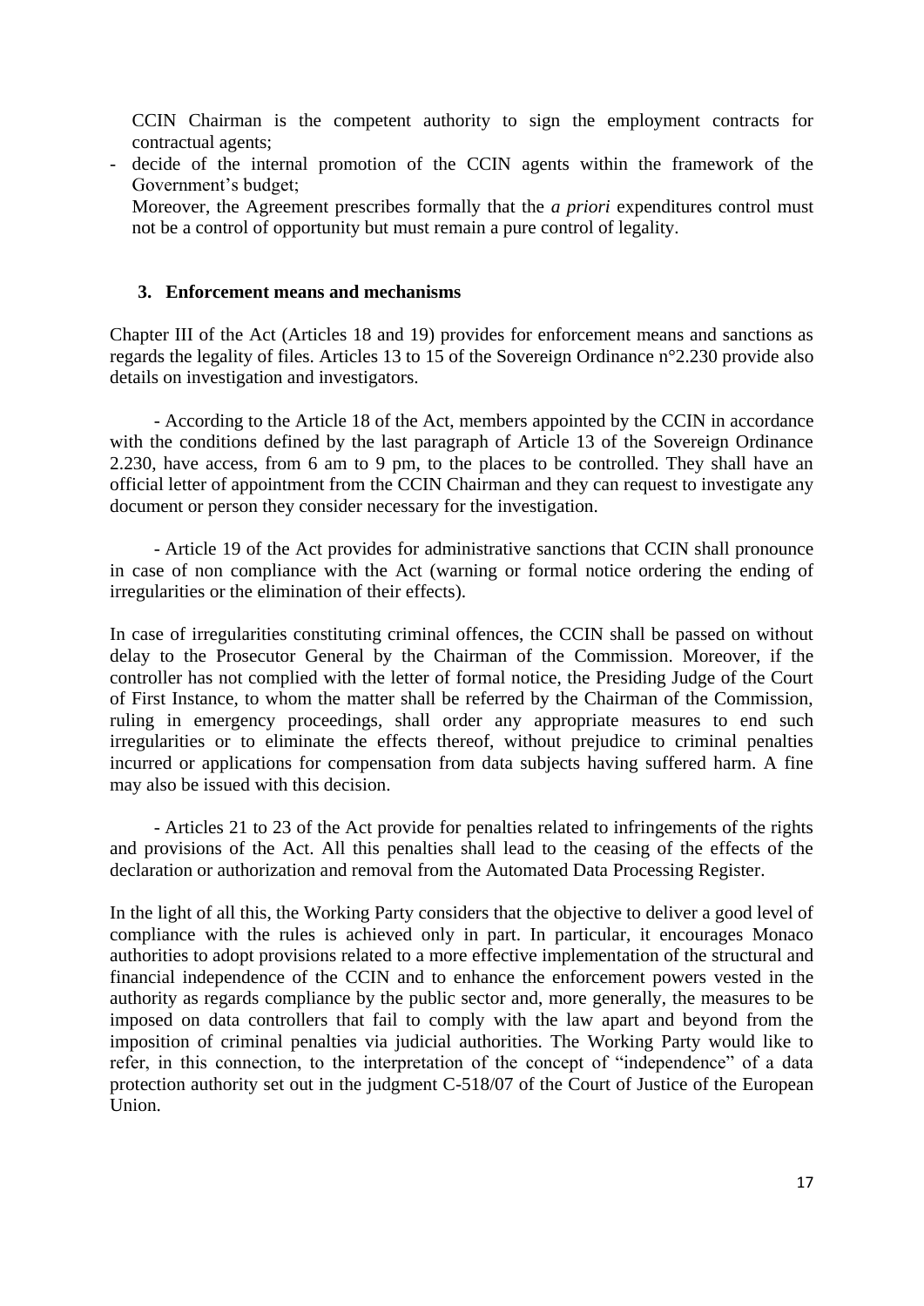CCIN Chairman is the competent authority to sign the employment contracts for contractual agents;

- decide of the internal promotion of the CCIN agents within the framework of the Government's budget;

  Moreover, the Agreement prescribes formally that the *a priori* expenditures control must not be a control of opportunity but must remain a pure control of legality.

### 3. Enforcement means and mechanisms

Chapter III of the Act (Articles 18 and 19) provides for enforcement means and sanctions as regards the legality of files. Articles 13 to 15 of the Sovereign Ordinance n°2.230 provide also details on investigation and investigators.

- According to the Article 18 of the Act, members appointed by the CCIN in accordance with the conditions defined by the last paragraph of Article 13 of the Sovereign Ordinance 2.230, have access, from 6 am to 9 pm, to the places to be controlled. They shall have an official letter of appointment from the CCIN Chairman and they can request to investigate any document or person they consider necessary for the investigation.

- Article 19 of the Act provides for administrative sanctions that CCIN shall pronounce in case of non compliance with the Act (warning or formal notice ordering the ending of irregularities or the elimination of their effects).

In case of irregularities constituting criminal offences, the CCIN shall be passed on without delay to the Prosecutor General by the Chairman of the Commission. Moreover, if the controller has not complied with the letter of formal notice, the Presiding Judge of the Court of First Instance, to whom the matter shall be referred by the Chairman of the Commission, ruling in emergency proceedings, shall order any appropriate measures to end such irregularities or to eliminate the effects thereof, without prejudice to criminal penalties incurred or applications for compensation from data subjects having suffered harm. A fine may also be issued with this decision.

- Articles 21 to 23 of the Act provide for penalties related to infringements of the rights and provisions of the Act. All this penalties shall lead to the ceasing of the effects of the declaration or authorization and removal from the Automated Data Processing Register.

In the light of all this, the Working Party considers that the objective to deliver a good level of compliance with the rules is achieved only in part. In particular, it encourages Monaco authorities to adopt provisions related to a more effective implementation of the structural and financial independence of the CCIN and to enhance the enforcement powers vested in the authority as regards compliance by the public sector and, more generally, the measures to be imposed on data controllers that fail to comply with the law apart and beyond from the imposition of criminal penalties via judicial authorities. The Working Party would like to refer, in this connection, to the interpretation of the concept of "independence" of a data protection authority set out in the judgment C-518/07 of the Court of Justice of the European Union.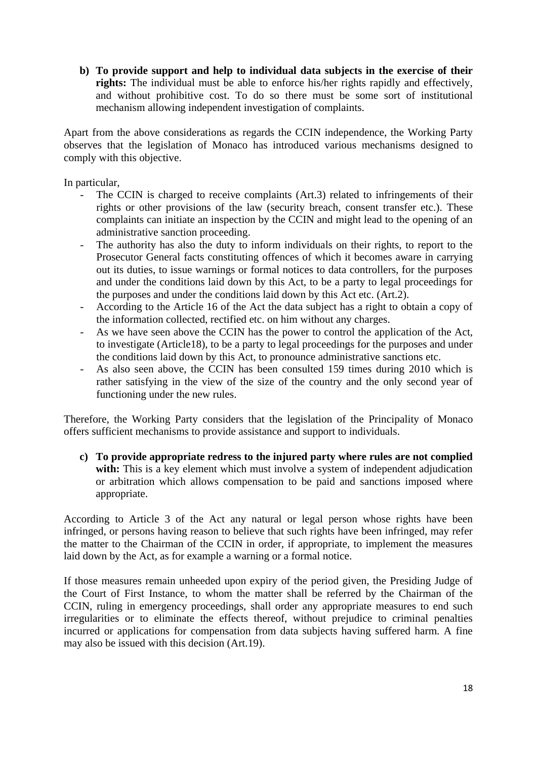b) **To provide support and help to individual data subjects in the exercise of their rights:** The individual must be able to enforce his/her rights rapidly and effectively, and without prohibitive cost. To do so there must be some sort of institutional mechanism allowing independent investigation of complaints.

Apart from the above considerations as regards the CCIN independence, the Working Party observes that the legislation of Monaco has introduced various mechanisms designed to comply with this objective.

In particular,

- The CCIN is charged to receive complaints (Art.3) related to infringements of their rights or other provisions of the law (security breach, consent transfer etc.). These complaints can initiate an inspection by the CCIN and might lead to the opening of an administrative sanction proceeding.
- The authority has also the duty to inform individuals on their rights, to report to the Prosecutor General facts constituting offences of which it becomes aware in carrying out its duties, to issue warnings or formal notices to data controllers, for the purposes and under the conditions laid down by this Act, to be a party to legal proceedings for the purposes and under the conditions laid down by this Act etc. (Art.2).
- According to the Article 16 of the Act the data subject has a right to obtain a copy of the information collected, rectified etc. on him without any charges.
- As we have seen above the CCIN has the power to control the application of the Act, to investigate (Article18), to be a party to legal proceedings for the purposes and under the conditions laid down by this Act, to pronounce administrative sanctions etc.
- As also seen above, the CCIN has been consulted 159 times during 2010 which is rather satisfying in the view of the size of the country and the only second year of functioning under the new rules.

Therefore, the Working Party considers that the legislation of the Principality of Monaco offers sufficient mechanisms to provide assistance and support to individuals.

c) **To provide appropriate redress to the injured party where rules are not complied with:** This is a key element which must involve a system of independent adjudication or arbitration which allows compensation to be paid and sanctions imposed where appropriate.

According to Article 3 of the Act any natural or legal person whose rights have been infringed, or persons having reason to believe that such rights have been infringed, may refer the matter to the Chairman of the CCIN in order, if appropriate, to implement the measures laid down by the Act, as for example a warning or a formal notice.

If those measures remain unheeded upon expiry of the period given, the Presiding Judge of the Court of First Instance, to whom the matter shall be referred by the Chairman of the CCIN, ruling in emergency proceedings, shall order any appropriate measures to end such irregularities or to eliminate the effects thereof, without prejudice to criminal penalties incurred or applications for compensation from data subjects having suffered harm. A fine may also be issued with this decision (Art.19).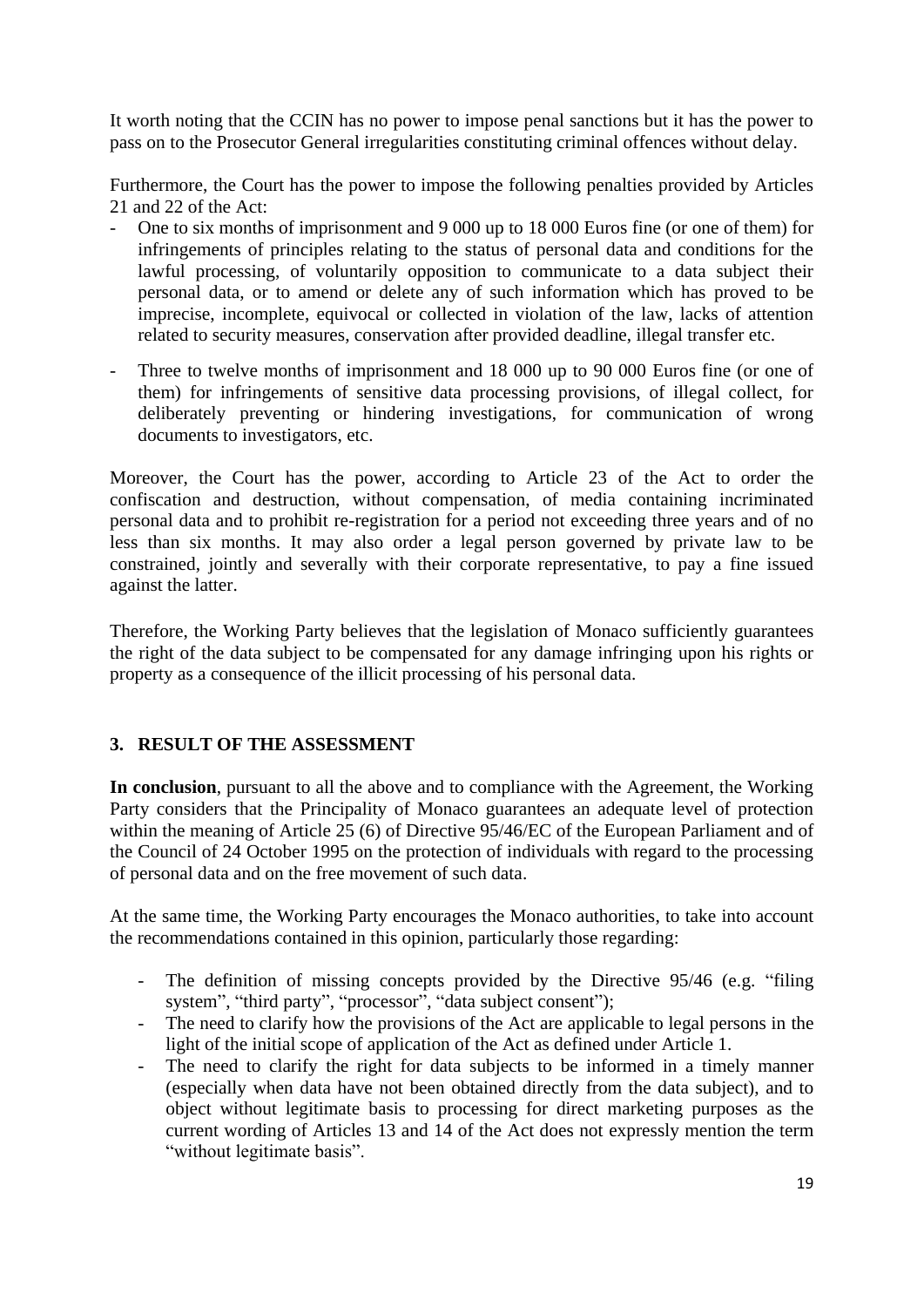It worth noting that the CCIN has no power to impose penal sanctions but it has the power to pass on to the Prosecutor General irregularities constituting criminal offences without delay.

Furthermore, the Court has the power to impose the following penalties provided by Articles 21 and 22 of the Act:

- One to six months of imprisonment and 9 000 up to 18 000 Euros fine (or one of them) for infringements of principles relating to the status of personal data and conditions for the lawful processing, of voluntarily opposition to communicate to a data subject their personal data, or to amend or delete any of such information which has proved to be imprecise, incomplete, equivocal or collected in violation of the law, lacks of attention related to security measures, conservation after provided deadline, illegal transfer etc.
- Three to twelve months of imprisonment and 18 000 up to 90 000 Euros fine (or one of them) for infringements of sensitive data processing provisions, of illegal collect, for deliberately preventing or hindering investigations, for communication of wrong documents to investigators, etc.

Moreover, the Court has the power, according to Article 23 of the Act to order the confiscation and destruction, without compensation, of media containing incriminated personal data and to prohibit re-registration for a period not exceeding three years and of no less than six months. It may also order a legal person governed by private law to be constrained, jointly and severally with their corporate representative, to pay a fine issued against the latter.

Therefore, the Working Party believes that the legislation of Monaco sufficiently guarantees the right of the data subject to be compensated for any damage infringing upon his rights or property as a consequence of the illicit processing of his personal data.

## 3. RESULT OF THE ASSESSMENT

**In conclusion**, pursuant to all the above and to compliance with the Agreement, the Working Party considers that the Principality of Monaco guarantees an adequate level of protection within the meaning of Article 25 (6) of Directive 95/46/EC of the European Parliament and of the Council of 24 October 1995 on the protection of individuals with regard to the processing of personal data and on the free movement of such data.

At the same time, the Working Party encourages the Monaco authorities, to take into account the recommendations contained in this opinion, particularly those regarding:

- The definition of missing concepts provided by the Directive 95/46 (e.g. "filing system", "third party", "processor", "data subject consent");
- The need to clarify how the provisions of the Act are applicable to legal persons in the light of the initial scope of application of the Act as defined under Article 1.
- The need to clarify the right for data subjects to be informed in a timely manner (especially when data have not been obtained directly from the data subject), and to object without legitimate basis to processing for direct marketing purposes as the current wording of Articles 13 and 14 of the Act does not expressly mention the term "without legitimate basis".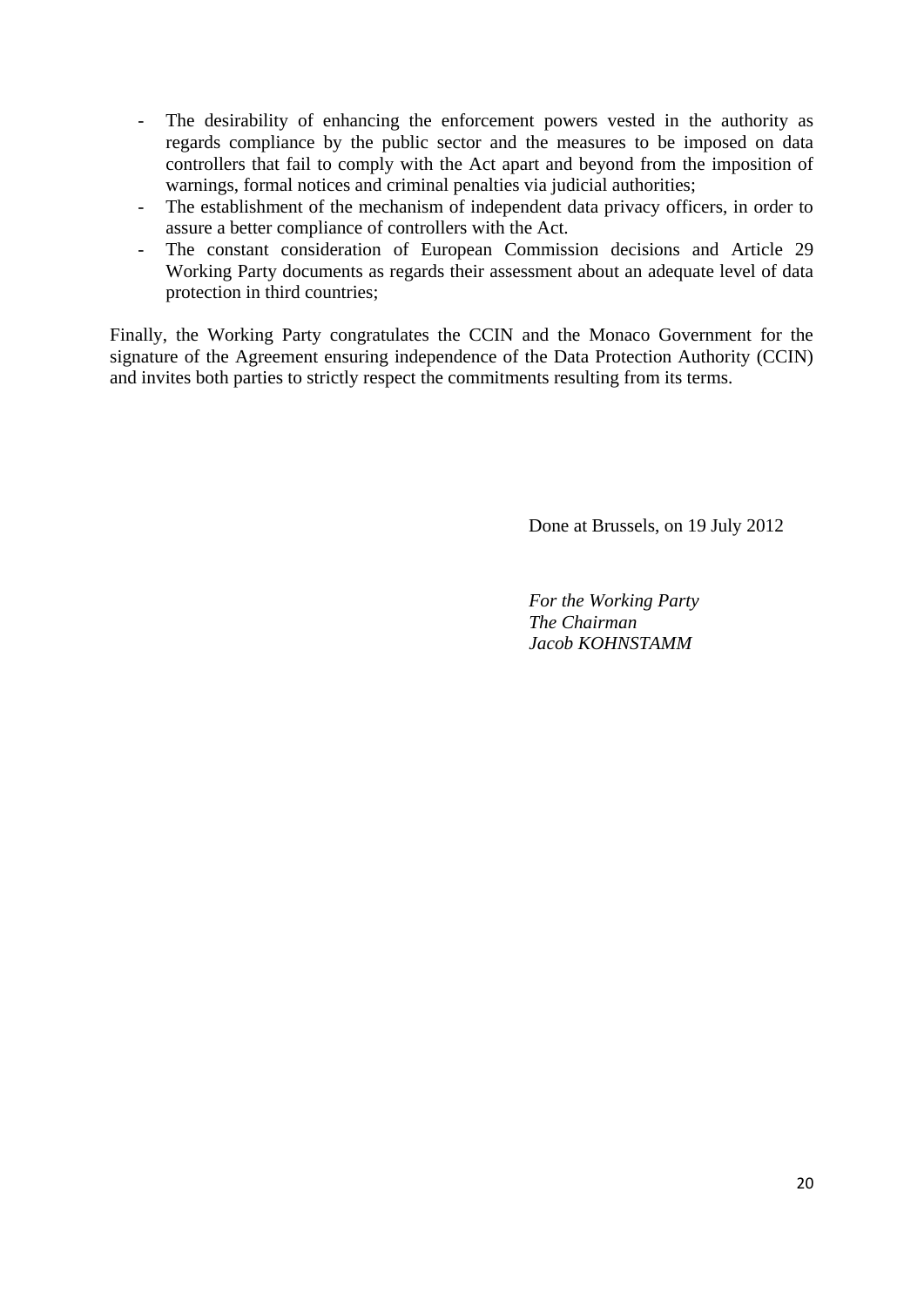- The desirability of enhancing the enforcement powers vested in the authority as regards compliance by the public sector and the measures to be imposed on data controllers that fail to comply with the Act apart and beyond from the imposition of warnings, formal notices and criminal penalties via judicial authorities;
- The establishment of the mechanism of independent data privacy officers, in order to assure a better compliance of controllers with the Act.
- The constant consideration of European Commission decisions and Article 29 Working Party documents as regards their assessment about an adequate level of data protection in third countries;

Finally, the Working Party congratulates the CCIN and the Monaco Government for the signature of the Agreement ensuring independence of the Data Protection Authority (CCIN) and invites both parties to strictly respect the commitments resulting from its terms.

Done at Brussels, on 19 July 2012

*For the Working Party*
*The Chairman*
*Jacob KOHNSTAMM*